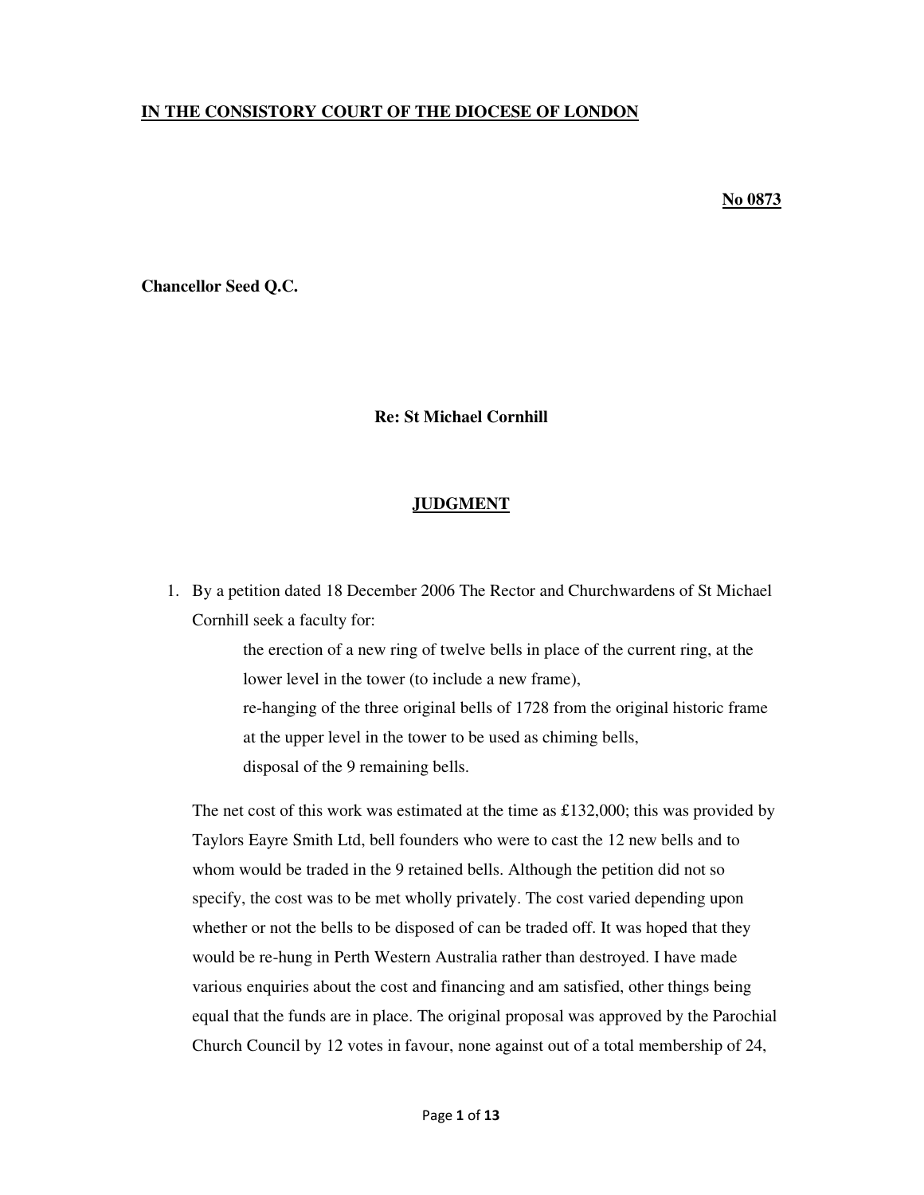**IN THE CONSISTORY COURT OF THE DIOCESE OF LONDON**

**No 0873**

**Chancellor Seed Q.C.**

**Re: St Michael Cornhill**

**JUDGMENT**

1. By a petition dated 18 December 2006 The Rector and Churchwardens of St Michael Cornhill seek a faculty for:

   the erection of a new ring of twelve bells in place of the current ring, at the lower level in the tower (to include a new frame),

   re-hanging of the three original bells of 1728 from the original historic frame at the upper level in the tower to be used as chiming bells,

   disposal of the 9 remaining bells.

   The net cost of this work was estimated at the time as £132,000; this was provided by Taylors Eayre Smith Ltd, bell founders who were to cast the 12 new bells and to whom would be traded in the 9 retained bells. Although the petition did not so specify, the cost was to be met wholly privately. The cost varied depending upon whether or not the bells to be disposed of can be traded off. It was hoped that they would be re-hung in Perth Western Australia rather than destroyed. I have made various enquiries about the cost and financing and am satisfied, other things being equal that the funds are in place. The original proposal was approved by the Parochial Church Council by 12 votes in favour, none against out of a total membership of 24,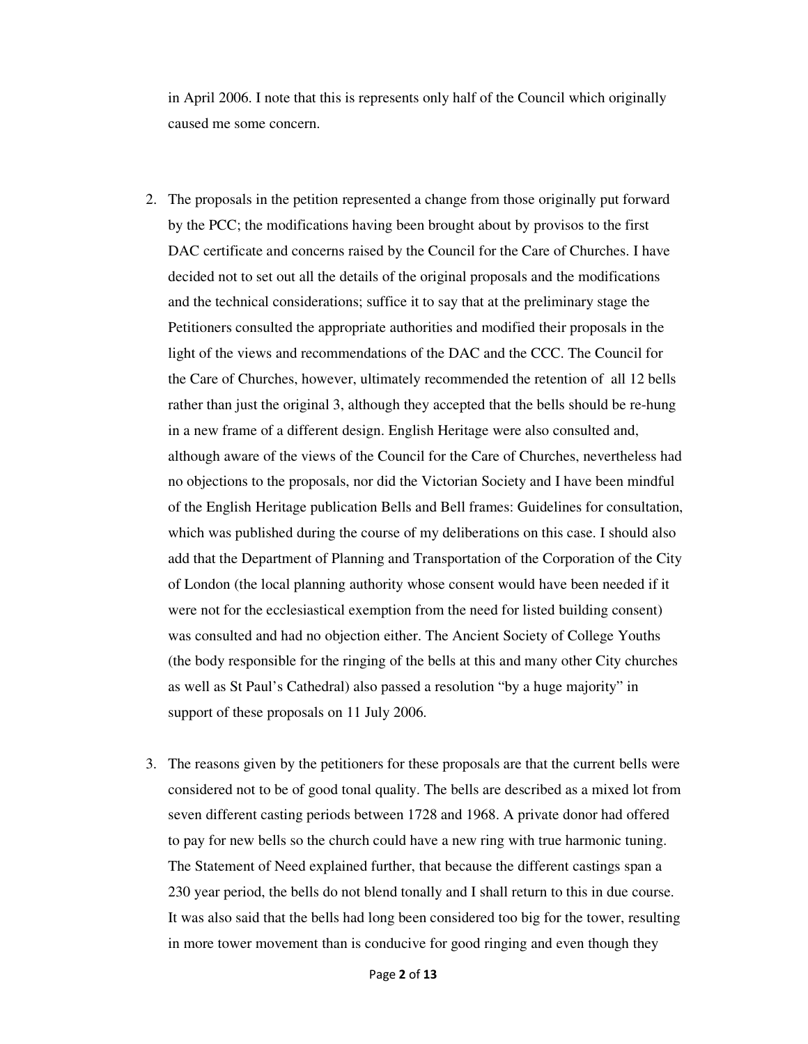in April 2006. I note that this is represents only half of the Council which originally caused me some concern.

2. The proposals in the petition represented a change from those originally put forward by the PCC; the modifications having been brought about by provisos to the first DAC certificate and concerns raised by the Council for the Care of Churches. I have decided not to set out all the details of the original proposals and the modifications and the technical considerations; suffice it to say that at the preliminary stage the Petitioners consulted the appropriate authorities and modified their proposals in the light of the views and recommendations of the DAC and the CCC. The Council for the Care of Churches, however, ultimately recommended the retention of all 12 bells rather than just the original 3, although they accepted that the bells should be re-hung in a new frame of a different design. English Heritage were also consulted and, although aware of the views of the Council for the Care of Churches, nevertheless had no objections to the proposals, nor did the Victorian Society and I have been mindful of the English Heritage publication Bells and Bell frames: Guidelines for consultation, which was published during the course of my deliberations on this case. I should also add that the Department of Planning and Transportation of the Corporation of the City of London (the local planning authority whose consent would have been needed if it were not for the ecclesiastical exemption from the need for listed building consent) was consulted and had no objection either. The Ancient Society of College Youths (the body responsible for the ringing of the bells at this and many other City churches as well as St Paul's Cathedral) also passed a resolution "by a huge majority" in support of these proposals on 11 July 2006.

3. The reasons given by the petitioners for these proposals are that the current bells were considered not to be of good tonal quality. The bells are described as a mixed lot from seven different casting periods between 1728 and 1968. A private donor had offered to pay for new bells so the church could have a new ring with true harmonic tuning. The Statement of Need explained further, that because the different castings span a 230 year period, the bells do not blend tonally and I shall return to this in due course. It was also said that the bells had long been considered too big for the tower, resulting in more tower movement than is conducive for good ringing and even though they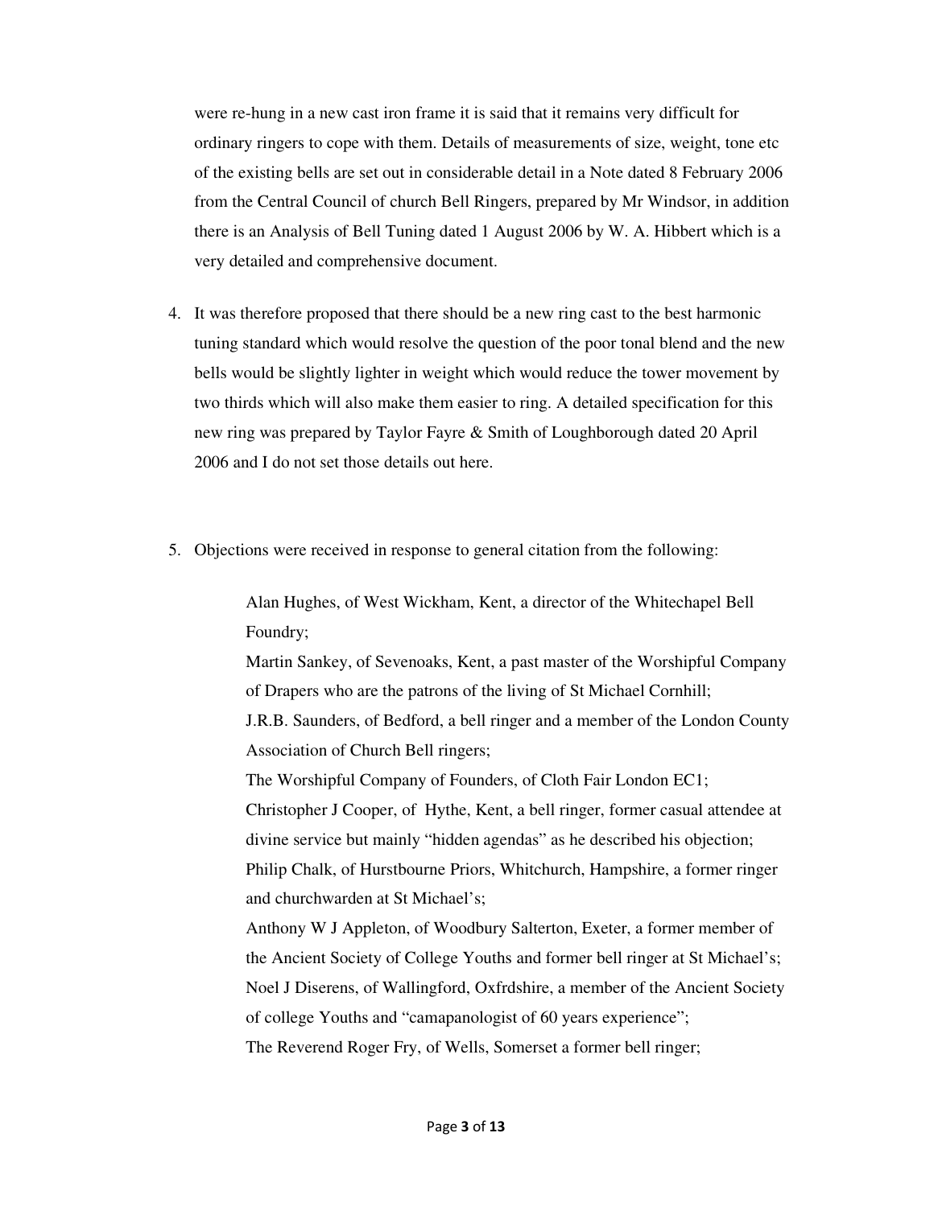were re-hung in a new cast iron frame it is said that it remains very difficult for ordinary ringers to cope with them. Details of measurements of size, weight, tone etc of the existing bells are set out in considerable detail in a Note dated 8 February 2006 from the Central Council of church Bell Ringers, prepared by Mr Windsor, in addition there is an Analysis of Bell Tuning dated 1 August 2006 by W. A. Hibbert which is a very detailed and comprehensive document.

4. It was therefore proposed that there should be a new ring cast to the best harmonic tuning standard which would resolve the question of the poor tonal blend and the new bells would be slightly lighter in weight which would reduce the tower movement by two thirds which will also make them easier to ring. A detailed specification for this new ring was prepared by Taylor Fayre & Smith of Loughborough dated 20 April 2006 and I do not set those details out here.

5. Objections were received in response to general citation from the following:

   Alan Hughes, of West Wickham, Kent, a director of the Whitechapel Bell Foundry;
   Martin Sankey, of Sevenoaks, Kent, a past master of the Worshipful Company of Drapers who are the patrons of the living of St Michael Cornhill;
   J.R.B. Saunders, of Bedford, a bell ringer and a member of the London County Association of Church Bell ringers;
   The Worshipful Company of Founders, of Cloth Fair London EC1;
   Christopher J Cooper, of Hythe, Kent, a bell ringer, former casual attendee at divine service but mainly "hidden agendas" as he described his objection;
   Philip Chalk, of Hurstbourne Priors, Whitchurch, Hampshire, a former ringer and churchwarden at St Michael's;
   Anthony W J Appleton, of Woodbury Salterton, Exeter, a former member of the Ancient Society of College Youths and former bell ringer at St Michael's;
   Noel J Diserens, of Wallingford, Oxfrdshire, a member of the Ancient Society of college Youths and "camapanologist of 60 years experience";
   The Reverend Roger Fry, of Wells, Somerset a former bell ringer;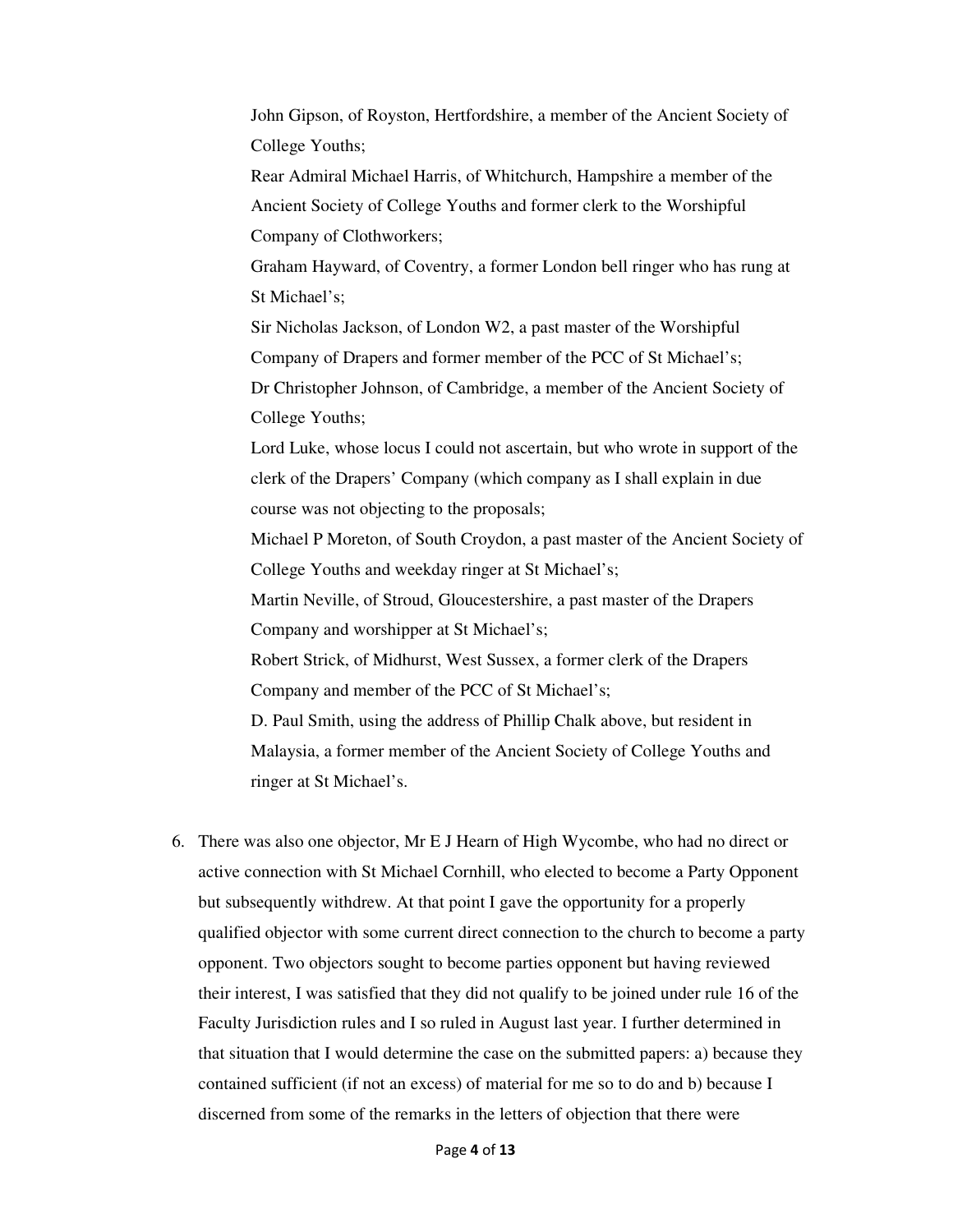John Gipson, of Royston, Hertfordshire, a member of the Ancient Society of College Youths;

Rear Admiral Michael Harris, of Whitchurch, Hampshire a member of the Ancient Society of College Youths and former clerk to the Worshipful Company of Clothworkers;

Graham Hayward, of Coventry, a former London bell ringer who has rung at St Michael's;

Sir Nicholas Jackson, of London W2, a past master of the Worshipful Company of Drapers and former member of the PCC of St Michael's;

Dr Christopher Johnson, of Cambridge, a member of the Ancient Society of College Youths;

Lord Luke, whose locus I could not ascertain, but who wrote in support of the clerk of the Drapers' Company (which company as I shall explain in due course was not objecting to the proposals;

Michael P Moreton, of South Croydon, a past master of the Ancient Society of College Youths and weekday ringer at St Michael's;

Martin Neville, of Stroud, Gloucestershire, a past master of the Drapers Company and worshipper at St Michael's;

Robert Strick, of Midhurst, West Sussex, a former clerk of the Drapers Company and member of the PCC of St Michael's;

D. Paul Smith, using the address of Phillip Chalk above, but resident in Malaysia, a former member of the Ancient Society of College Youths and ringer at St Michael's.

6. There was also one objector, Mr E J Hearn of High Wycombe, who had no direct or active connection with St Michael Cornhill, who elected to become a Party Opponent but subsequently withdrew. At that point I gave the opportunity for a properly qualified objector with some current direct connection to the church to become a party opponent. Two objectors sought to become parties opponent but having reviewed their interest, I was satisfied that they did not qualify to be joined under rule 16 of the Faculty Jurisdiction rules and I so ruled in August last year. I further determined in that situation that I would determine the case on the submitted papers: a) because they contained sufficient (if not an excess) of material for me so to do and b) because I discerned from some of the remarks in the letters of objection that there were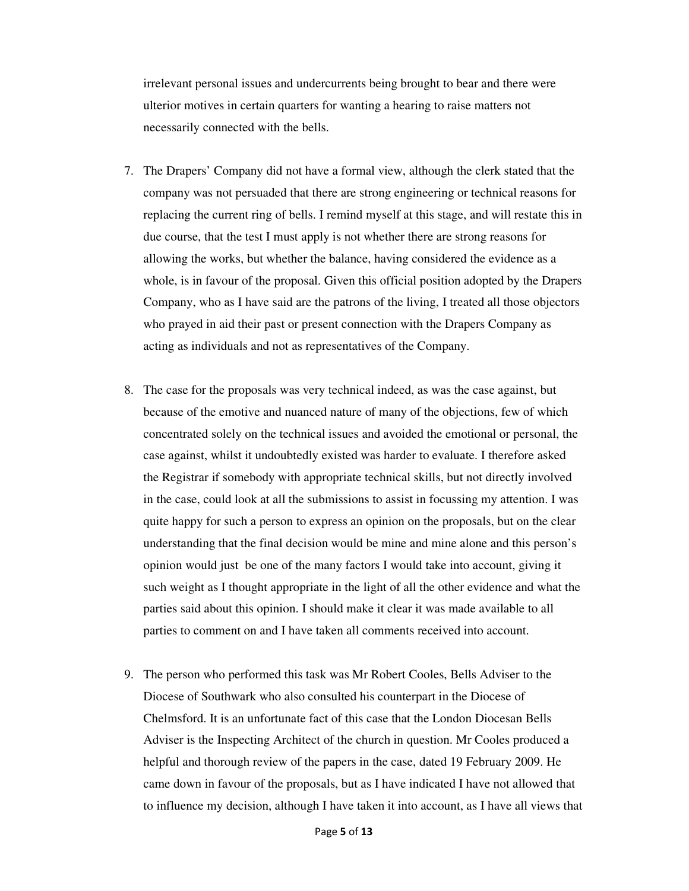irrelevant personal issues and undercurrents being brought to bear and there were ulterior motives in certain quarters for wanting a hearing to raise matters not necessarily connected with the bells.

7. The Drapers' Company did not have a formal view, although the clerk stated that the company was not persuaded that there are strong engineering or technical reasons for replacing the current ring of bells. I remind myself at this stage, and will restate this in due course, that the test I must apply is not whether there are strong reasons for allowing the works, but whether the balance, having considered the evidence as a whole, is in favour of the proposal. Given this official position adopted by the Drapers Company, who as I have said are the patrons of the living, I treated all those objectors who prayed in aid their past or present connection with the Drapers Company as acting as individuals and not as representatives of the Company.

8. The case for the proposals was very technical indeed, as was the case against, but because of the emotive and nuanced nature of many of the objections, few of which concentrated solely on the technical issues and avoided the emotional or personal, the case against, whilst it undoubtedly existed was harder to evaluate. I therefore asked the Registrar if somebody with appropriate technical skills, but not directly involved in the case, could look at all the submissions to assist in focussing my attention. I was quite happy for such a person to express an opinion on the proposals, but on the clear understanding that the final decision would be mine and mine alone and this person's opinion would just be one of the many factors I would take into account, giving it such weight as I thought appropriate in the light of all the other evidence and what the parties said about this opinion. I should make it clear it was made available to all parties to comment on and I have taken all comments received into account.

9. The person who performed this task was Mr Robert Cooles, Bells Adviser to the Diocese of Southwark who also consulted his counterpart in the Diocese of Chelmsford. It is an unfortunate fact of this case that the London Diocesan Bells Adviser is the Inspecting Architect of the church in question. Mr Cooles produced a helpful and thorough review of the papers in the case, dated 19 February 2009. He came down in favour of the proposals, but as I have indicated I have not allowed that to influence my decision, although I have taken it into account, as I have all views that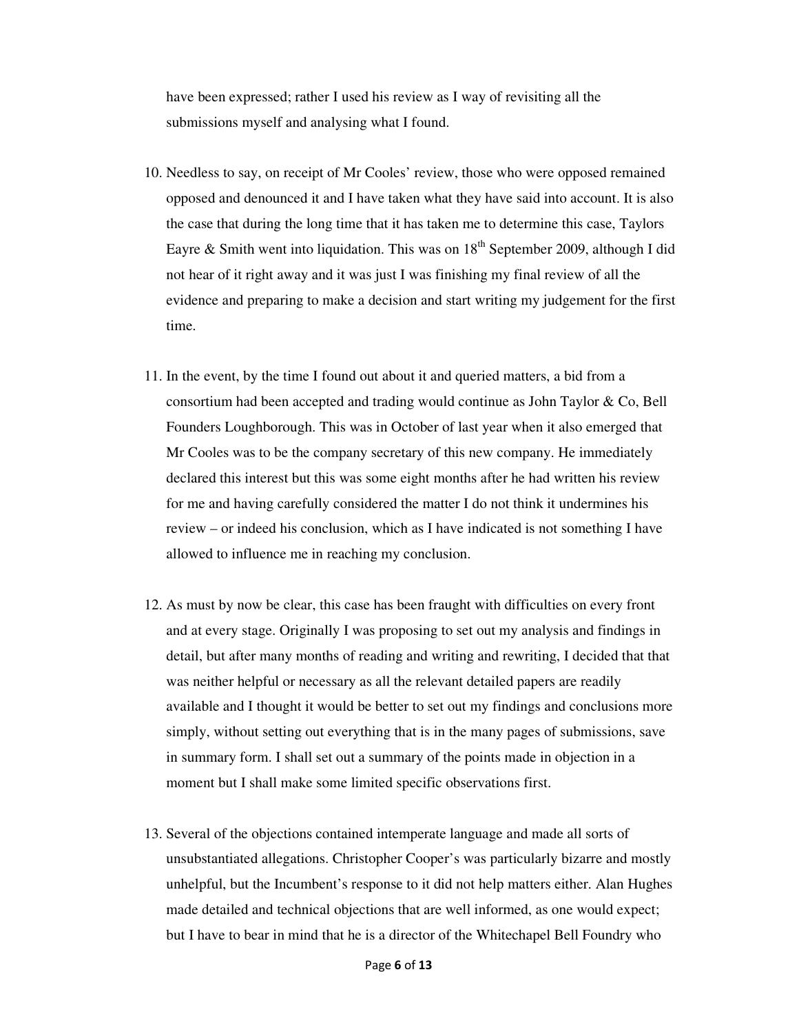have been expressed; rather I used his review as I way of revisiting all the submissions myself and analysing what I found.

10. Needless to say, on receipt of Mr Cooles' review, those who were opposed remained opposed and denounced it and I have taken what they have said into account. It is also the case that during the long time that it has taken me to determine this case, Taylors Eayre & Smith went into liquidation. This was on 18th September 2009, although I did not hear of it right away and it was just I was finishing my final review of all the evidence and preparing to make a decision and start writing my judgement for the first time.

11. In the event, by the time I found out about it and queried matters, a bid from a consortium had been accepted and trading would continue as John Taylor & Co, Bell Founders Loughborough. This was in October of last year when it also emerged that Mr Cooles was to be the company secretary of this new company. He immediately declared this interest but this was some eight months after he had written his review for me and having carefully considered the matter I do not think it undermines his review – or indeed his conclusion, which as I have indicated is not something I have allowed to influence me in reaching my conclusion.

12. As must by now be clear, this case has been fraught with difficulties on every front and at every stage. Originally I was proposing to set out my analysis and findings in detail, but after many months of reading and writing and rewriting, I decided that that was neither helpful or necessary as all the relevant detailed papers are readily available and I thought it would be better to set out my findings and conclusions more simply, without setting out everything that is in the many pages of submissions, save in summary form. I shall set out a summary of the points made in objection in a moment but I shall make some limited specific observations first.

13. Several of the objections contained intemperate language and made all sorts of unsubstantiated allegations. Christopher Cooper's was particularly bizarre and mostly unhelpful, but the Incumbent's response to it did not help matters either. Alan Hughes made detailed and technical objections that are well informed, as one would expect; but I have to bear in mind that he is a director of the Whitechapel Bell Foundry who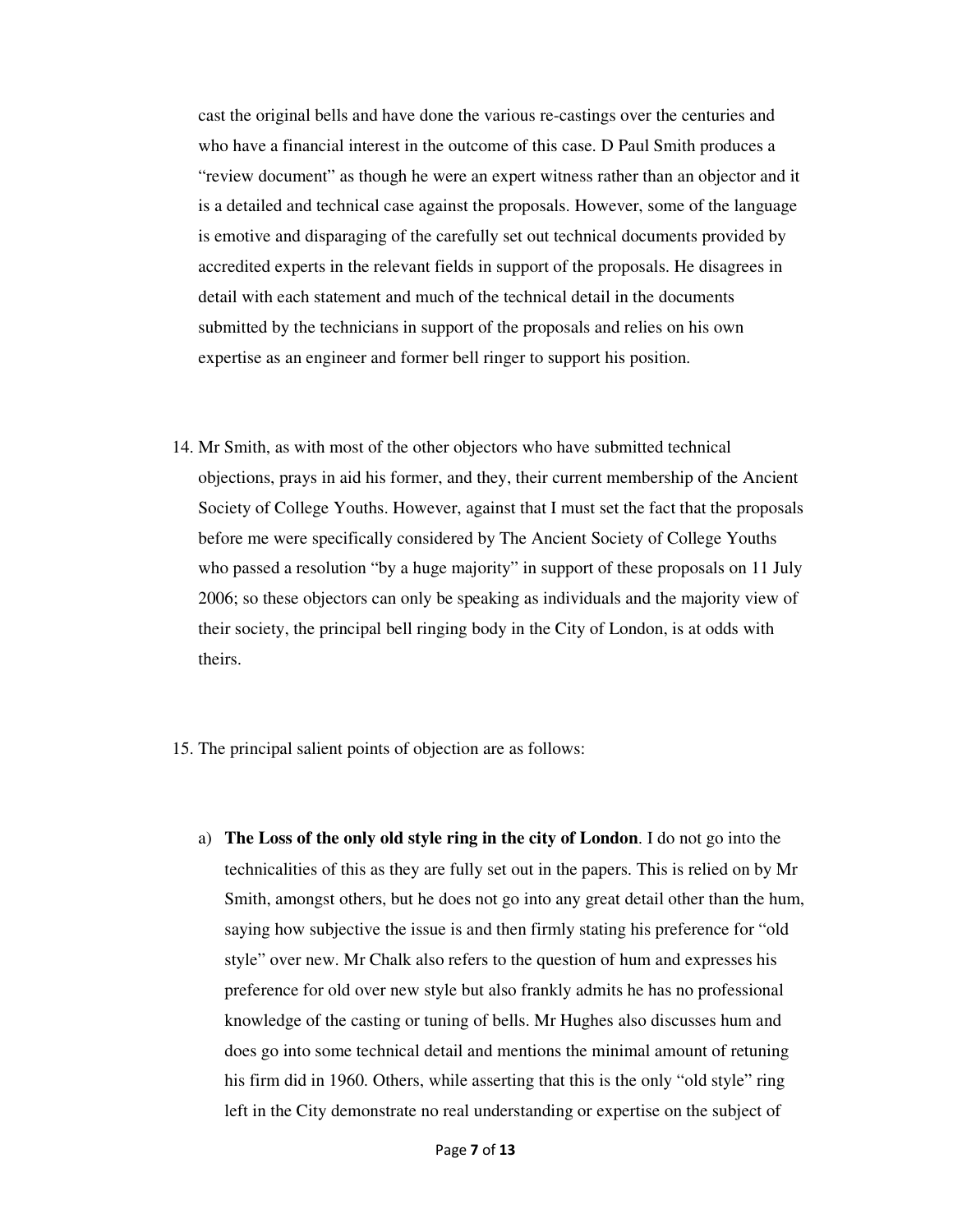cast the original bells and have done the various re-castings over the centuries and who have a financial interest in the outcome of this case. D Paul Smith produces a "review document" as though he were an expert witness rather than an objector and it is a detailed and technical case against the proposals. However, some of the language is emotive and disparaging of the carefully set out technical documents provided by accredited experts in the relevant fields in support of the proposals. He disagrees in detail with each statement and much of the technical detail in the documents submitted by the technicians in support of the proposals and relies on his own expertise as an engineer and former bell ringer to support his position.

14. Mr Smith, as with most of the other objectors who have submitted technical objections, prays in aid his former, and they, their current membership of the Ancient Society of College Youths. However, against that I must set the fact that the proposals before me were specifically considered by The Ancient Society of College Youths who passed a resolution "by a huge majority" in support of these proposals on 11 July 2006; so these objectors can only be speaking as individuals and the majority view of their society, the principal bell ringing body in the City of London, is at odds with theirs.

15. The principal salient points of objection are as follows:

    a) **The Loss of the only old style ring in the city of London**. I do not go into the technicalities of this as they are fully set out in the papers. This is relied on by Mr Smith, amongst others, but he does not go into any great detail other than the hum, saying how subjective the issue is and then firmly stating his preference for "old style" over new. Mr Chalk also refers to the question of hum and expresses his preference for old over new style but also frankly admits he has no professional knowledge of the casting or tuning of bells. Mr Hughes also discusses hum and does go into some technical detail and mentions the minimal amount of retuning his firm did in 1960. Others, while asserting that this is the only "old style" ring left in the City demonstrate no real understanding or expertise on the subject of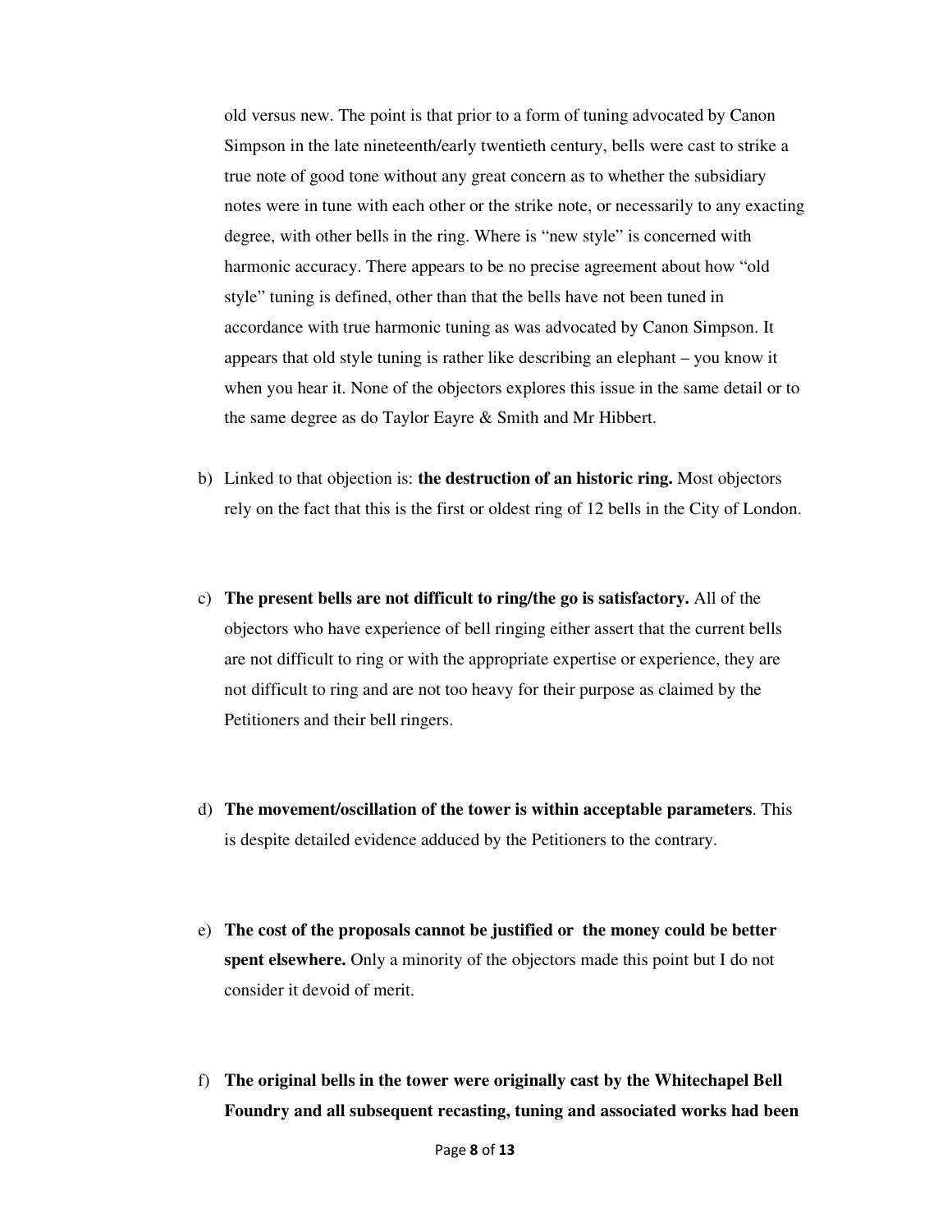old versus new. The point is that prior to a form of tuning advocated by Canon Simpson in the late nineteenth/early twentieth century, bells were cast to strike a true note of good tone without any great concern as to whether the subsidiary notes were in tune with each other or the strike note, or necessarily to any exacting degree, with other bells in the ring. Where is "new style" is concerned with harmonic accuracy. There appears to be no precise agreement about how "old style" tuning is defined, other than that the bells have not been tuned in accordance with true harmonic tuning as was advocated by Canon Simpson. It appears that old style tuning is rather like describing an elephant – you know it when you hear it. None of the objectors explores this issue in the same detail or to the same degree as do Taylor Eayre & Smith and Mr Hibbert.

b) Linked to that objection is: **the destruction of an historic ring.** Most objectors rely on the fact that this is the first or oldest ring of 12 bells in the City of London.

c) **The present bells are not difficult to ring/the go is satisfactory.** All of the objectors who have experience of bell ringing either assert that the current bells are not difficult to ring or with the appropriate expertise or experience, they are not difficult to ring and are not too heavy for their purpose as claimed by the Petitioners and their bell ringers.

d) **The movement/oscillation of the tower is within acceptable parameters**. This is despite detailed evidence adduced by the Petitioners to the contrary.

e) **The cost of the proposals cannot be justified or the money could be better spent elsewhere.** Only a minority of the objectors made this point but I do not consider it devoid of merit.

f) **The original bells in the tower were originally cast by the Whitechapel Bell Foundry and all subsequent recasting, tuning and associated works had been**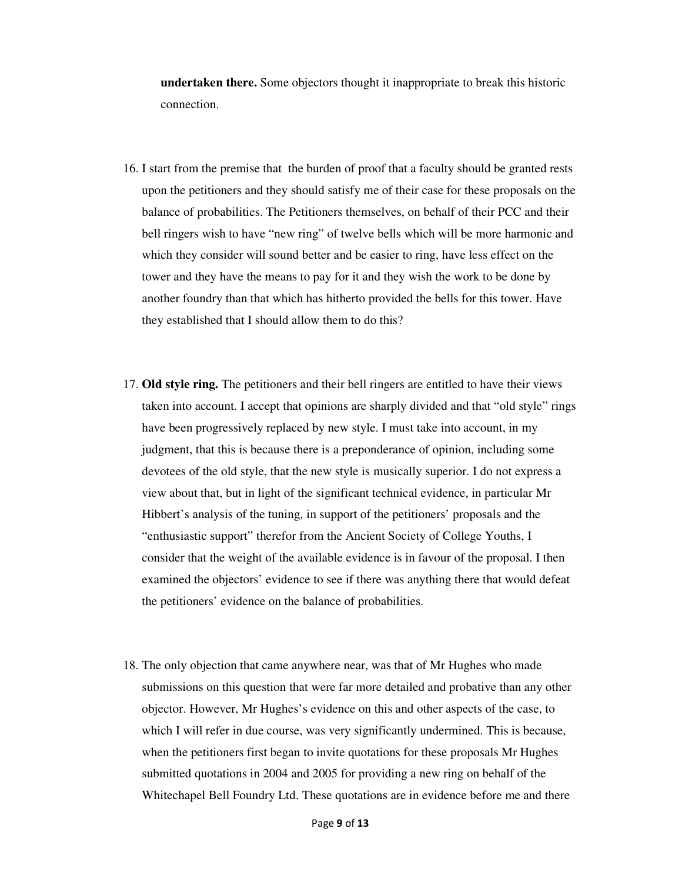**undertaken there.** Some objectors thought it inappropriate to break this historic connection.

16. I start from the premise that the burden of proof that a faculty should be granted rests upon the petitioners and they should satisfy me of their case for these proposals on the balance of probabilities. The Petitioners themselves, on behalf of their PCC and their bell ringers wish to have "new ring" of twelve bells which will be more harmonic and which they consider will sound better and be easier to ring, have less effect on the tower and they have the means to pay for it and they wish the work to be done by another foundry than that which has hitherto provided the bells for this tower. Have they established that I should allow them to do this?

17. **Old style ring.** The petitioners and their bell ringers are entitled to have their views taken into account. I accept that opinions are sharply divided and that "old style" rings have been progressively replaced by new style. I must take into account, in my judgment, that this is because there is a preponderance of opinion, including some devotees of the old style, that the new style is musically superior. I do not express a view about that, but in light of the significant technical evidence, in particular Mr Hibbert's analysis of the tuning, in support of the petitioners' proposals and the "enthusiastic support" therefor from the Ancient Society of College Youths, I consider that the weight of the available evidence is in favour of the proposal. I then examined the objectors' evidence to see if there was anything there that would defeat the petitioners' evidence on the balance of probabilities.

18. The only objection that came anywhere near, was that of Mr Hughes who made submissions on this question that were far more detailed and probative than any other objector. However, Mr Hughes's evidence on this and other aspects of the case, to which I will refer in due course, was very significantly undermined. This is because, when the petitioners first began to invite quotations for these proposals Mr Hughes submitted quotations in 2004 and 2005 for providing a new ring on behalf of the Whitechapel Bell Foundry Ltd. These quotations are in evidence before me and there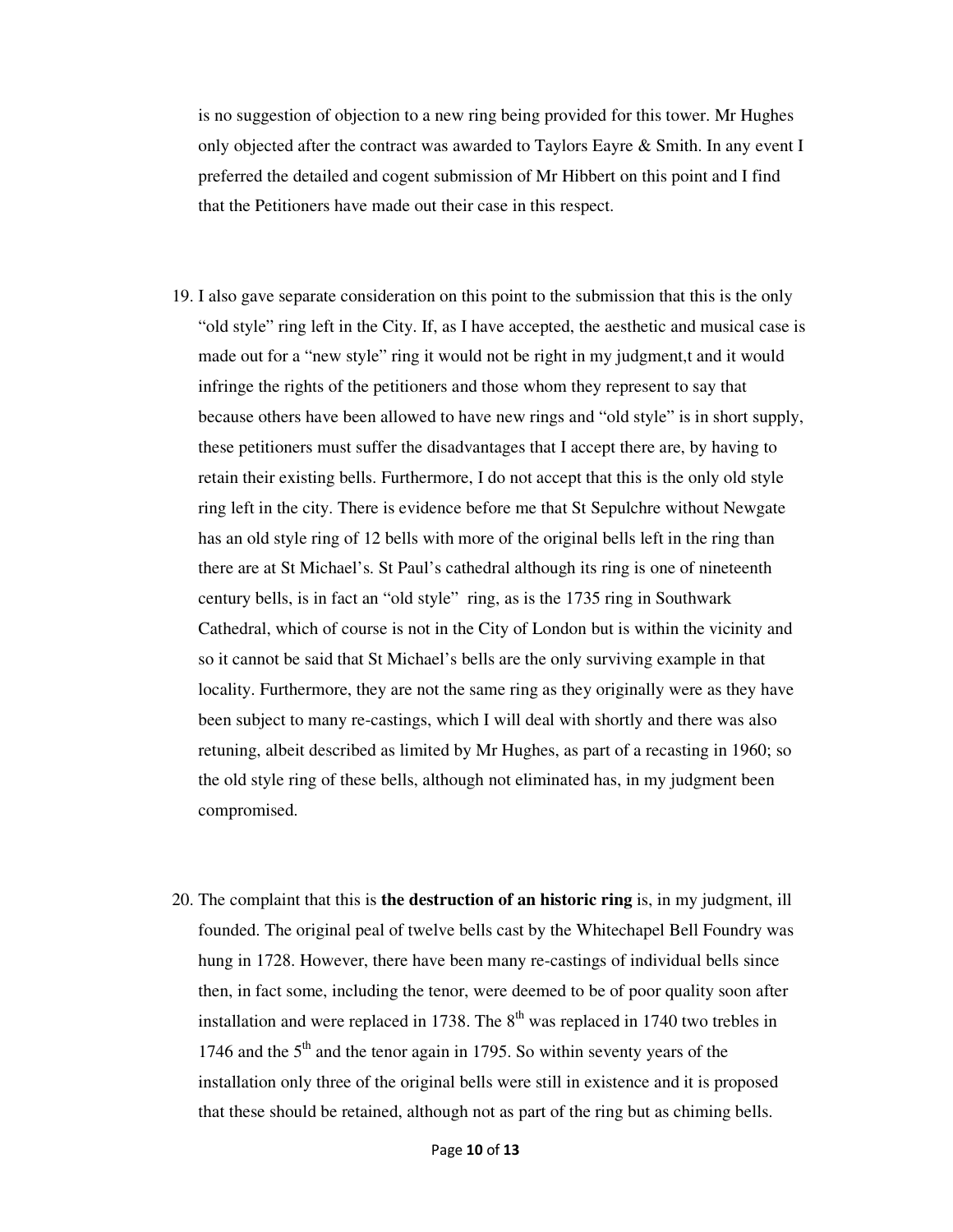is no suggestion of objection to a new ring being provided for this tower. Mr Hughes only objected after the contract was awarded to Taylors Eayre & Smith. In any event I preferred the detailed and cogent submission of Mr Hibbert on this point and I find that the Petitioners have made out their case in this respect.

19. I also gave separate consideration on this point to the submission that this is the only "old style" ring left in the City. If, as I have accepted, the aesthetic and musical case is made out for a "new style" ring it would not be right in my judgment,t and it would infringe the rights of the petitioners and those whom they represent to say that because others have been allowed to have new rings and "old style" is in short supply, these petitioners must suffer the disadvantages that I accept there are, by having to retain their existing bells. Furthermore, I do not accept that this is the only old style ring left in the city. There is evidence before me that St Sepulchre without Newgate has an old style ring of 12 bells with more of the original bells left in the ring than there are at St Michael's. St Paul's cathedral although its ring is one of nineteenth century bells, is in fact an "old style" ring, as is the 1735 ring in Southwark Cathedral, which of course is not in the City of London but is within the vicinity and so it cannot be said that St Michael's bells are the only surviving example in that locality. Furthermore, they are not the same ring as they originally were as they have been subject to many re-castings, which I will deal with shortly and there was also retuning, albeit described as limited by Mr Hughes, as part of a recasting in 1960; so the old style ring of these bells, although not eliminated has, in my judgment been compromised.

20. The complaint that this is **the destruction of an historic ring** is, in my judgment, ill founded. The original peal of twelve bells cast by the Whitechapel Bell Foundry was hung in 1728. However, there have been many re-castings of individual bells since then, in fact some, including the tenor, were deemed to be of poor quality soon after installation and were replaced in 1738. The 8th was replaced in 1740 two trebles in 1746 and the 5th and the tenor again in 1795. So within seventy years of the installation only three of the original bells were still in existence and it is proposed that these should be retained, although not as part of the ring but as chiming bells.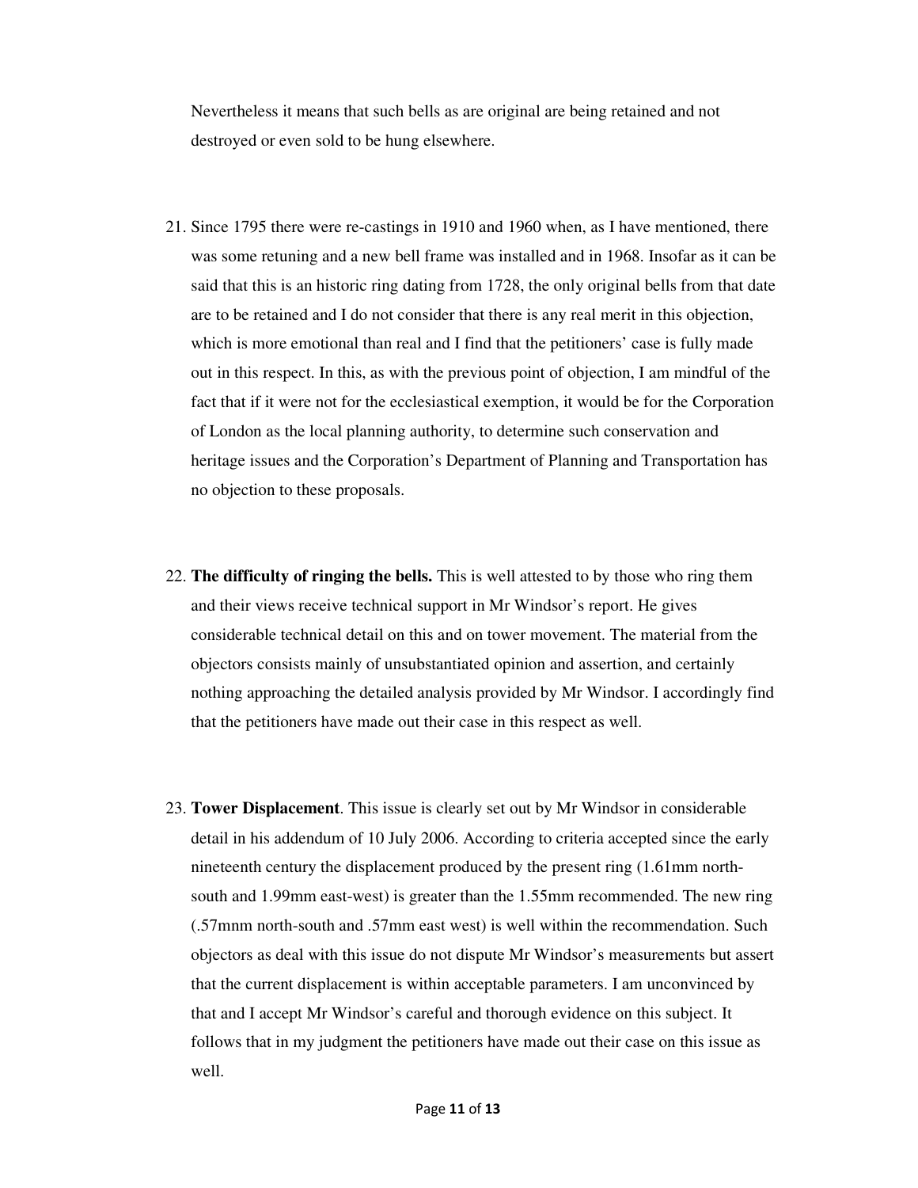Nevertheless it means that such bells as are original are being retained and not destroyed or even sold to be hung elsewhere.

21. Since 1795 there were re-castings in 1910 and 1960 when, as I have mentioned, there was some retuning and a new bell frame was installed and in 1968. Insofar as it can be said that this is an historic ring dating from 1728, the only original bells from that date are to be retained and I do not consider that there is any real merit in this objection, which is more emotional than real and I find that the petitioners' case is fully made out in this respect. In this, as with the previous point of objection, I am mindful of the fact that if it were not for the ecclesiastical exemption, it would be for the Corporation of London as the local planning authority, to determine such conservation and heritage issues and the Corporation's Department of Planning and Transportation has no objection to these proposals.

22. **The difficulty of ringing the bells.** This is well attested to by those who ring them and their views receive technical support in Mr Windsor's report. He gives considerable technical detail on this and on tower movement. The material from the objectors consists mainly of unsubstantiated opinion and assertion, and certainly nothing approaching the detailed analysis provided by Mr Windsor. I accordingly find that the petitioners have made out their case in this respect as well.

23. **Tower Displacement**. This issue is clearly set out by Mr Windsor in considerable detail in his addendum of 10 July 2006. According to criteria accepted since the early nineteenth century the displacement produced by the present ring (1.61mm north-south and 1.99mm east-west) is greater than the 1.55mm recommended. The new ring (.57mnm north-south and .57mm east west) is well within the recommendation. Such objectors as deal with this issue do not dispute Mr Windsor's measurements but assert that the current displacement is within acceptable parameters. I am unconvinced by that and I accept Mr Windsor's careful and thorough evidence on this subject. It follows that in my judgment the petitioners have made out their case on this issue as well.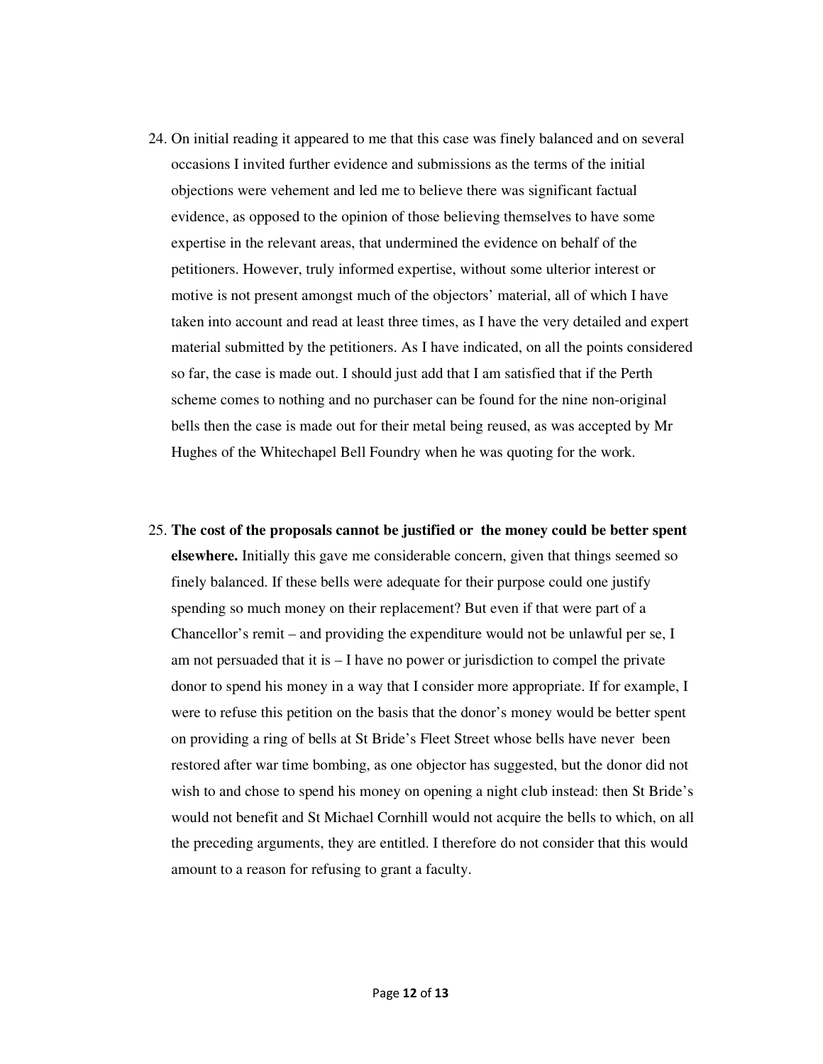24. On initial reading it appeared to me that this case was finely balanced and on several occasions I invited further evidence and submissions as the terms of the initial objections were vehement and led me to believe there was significant factual evidence, as opposed to the opinion of those believing themselves to have some expertise in the relevant areas, that undermined the evidence on behalf of the petitioners. However, truly informed expertise, without some ulterior interest or motive is not present amongst much of the objectors' material, all of which I have taken into account and read at least three times, as I have the very detailed and expert material submitted by the petitioners. As I have indicated, on all the points considered so far, the case is made out. I should just add that I am satisfied that if the Perth scheme comes to nothing and no purchaser can be found for the nine non-original bells then the case is made out for their metal being reused, as was accepted by Mr Hughes of the Whitechapel Bell Foundry when he was quoting for the work.

25. **The cost of the proposals cannot be justified or the money could be better spent elsewhere.** Initially this gave me considerable concern, given that things seemed so finely balanced. If these bells were adequate for their purpose could one justify spending so much money on their replacement? But even if that were part of a Chancellor's remit – and providing the expenditure would not be unlawful per se, I am not persuaded that it is – I have no power or jurisdiction to compel the private donor to spend his money in a way that I consider more appropriate. If for example, I were to refuse this petition on the basis that the donor's money would be better spent on providing a ring of bells at St Bride's Fleet Street whose bells have never been restored after war time bombing, as one objector has suggested, but the donor did not wish to and chose to spend his money on opening a night club instead: then St Bride's would not benefit and St Michael Cornhill would not acquire the bells to which, on all the preceding arguments, they are entitled. I therefore do not consider that this would amount to a reason for refusing to grant a faculty.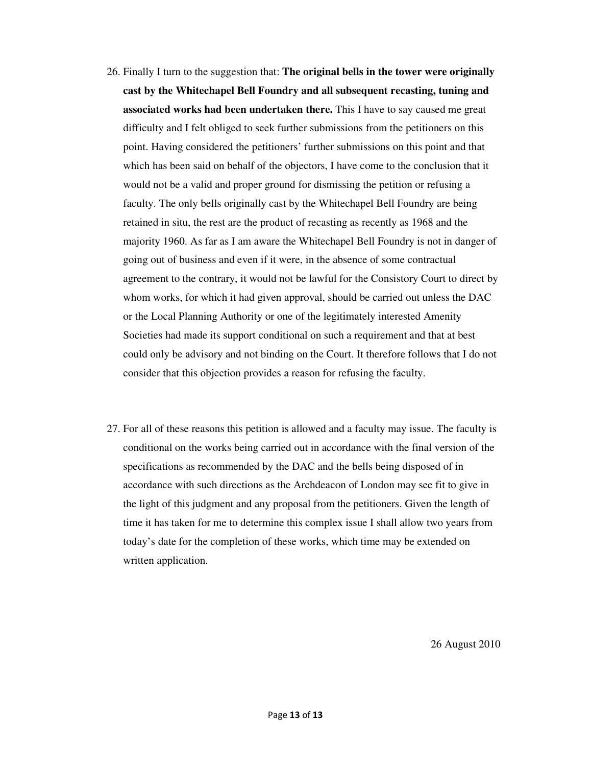26. Finally I turn to the suggestion that: **The original bells in the tower were originally cast by the Whitechapel Bell Foundry and all subsequent recasting, tuning and associated works had been undertaken there.** This I have to say caused me great difficulty and I felt obliged to seek further submissions from the petitioners on this point. Having considered the petitioners' further submissions on this point and that which has been said on behalf of the objectors, I have come to the conclusion that it would not be a valid and proper ground for dismissing the petition or refusing a faculty. The only bells originally cast by the Whitechapel Bell Foundry are being retained in situ, the rest are the product of recasting as recently as 1968 and the majority 1960. As far as I am aware the Whitechapel Bell Foundry is not in danger of going out of business and even if it were, in the absence of some contractual agreement to the contrary, it would not be lawful for the Consistory Court to direct by whom works, for which it had given approval, should be carried out unless the DAC or the Local Planning Authority or one of the legitimately interested Amenity Societies had made its support conditional on such a requirement and that at best could only be advisory and not binding on the Court. It therefore follows that I do not consider that this objection provides a reason for refusing the faculty.

27. For all of these reasons this petition is allowed and a faculty may issue. The faculty is conditional on the works being carried out in accordance with the final version of the specifications as recommended by the DAC and the bells being disposed of in accordance with such directions as the Archdeacon of London may see fit to give in the light of this judgment and any proposal from the petitioners. Given the length of time it has taken for me to determine this complex issue I shall allow two years from today's date for the completion of these works, which time may be extended on written application.

26 August 2010